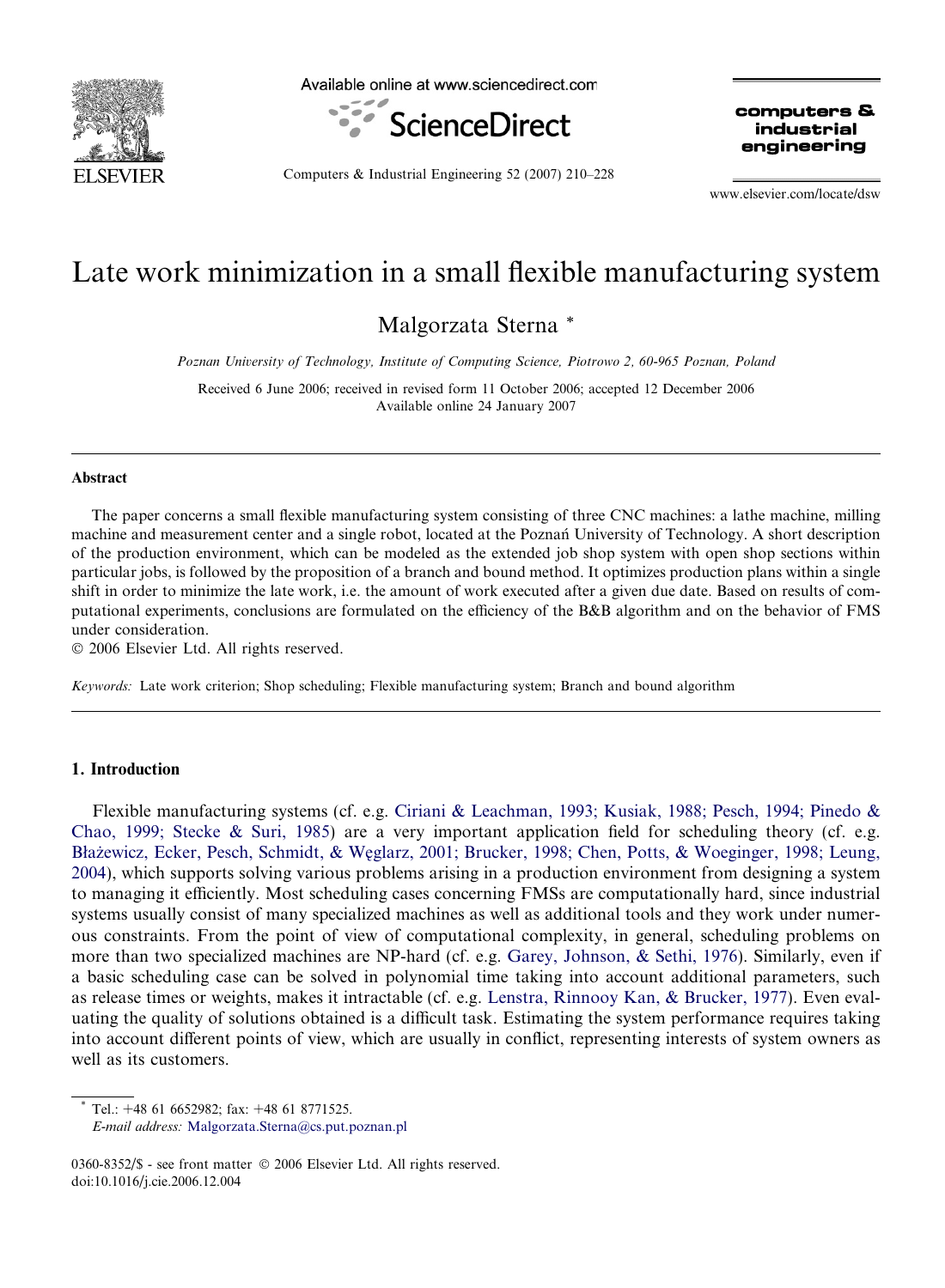# Late work minimization in a small flexible manufacturing system

Malgorzata Sterna *

*Poznan University of Technology, Institute of Computing Science, Piotrowo 2, 60-965 Poznan, Poland*

Received 6 June 2006; received in revised form 11 October 2006; accepted 12 December 2006
Available online 24 January 2007

## Abstract

The paper concerns a small flexible manufacturing system consisting of three CNC machines: a lathe machine, milling machine and measurement center and a single robot, located at the Poznań University of Technology. A short description of the production environment, which can be modeled as the extended job shop system with open shop sections within particular jobs, is followed by the proposition of a branch and bound method. It optimizes production plans within a single shift in order to minimize the late work, i.e. the amount of work executed after a given due date. Based on results of computational experiments, conclusions are formulated on the efficiency of the B&B algorithm and on the behavior of FMS under consideration.

© 2006 Elsevier Ltd. All rights reserved.

*Keywords:* Late work criterion; Shop scheduling; Flexible manufacturing system; Branch and bound algorithm

## 1. Introduction

Flexible manufacturing systems (cf. e.g. Ciriani & Leachman, 1993; Kusiak, 1988; Pesch, 1994; Pinedo & Chao, 1999; Stecke & Suri, 1985) are a very important application field for scheduling theory (cf. e.g. Błażewicz, Ecker, Pesch, Schmidt, & Węglarz, 2001; Brucker, 1998; Chen, Potts, & Woeginger, 1998; Leung, 2004), which supports solving various problems arising in a production environment from designing a system to managing it efficiently. Most scheduling cases concerning FMSs are computationally hard, since industrial systems usually consist of many specialized machines as well as additional tools and they work under numerous constraints. From the point of view of computational complexity, in general, scheduling problems on more than two specialized machines are NP-hard (cf. e.g. Garey, Johnson, & Sethi, 1976). Similarly, even if a basic scheduling case can be solved in polynomial time taking into account additional parameters, such as release times or weights, makes it intractable (cf. e.g. Lenstra, Rinnooy Kan, & Brucker, 1977). Even evaluating the quality of solutions obtained is a difficult task. Estimating the system performance requires taking into account different points of view, which are usually in conflict, representing interests of system owners as well as its customers.

---

* Tel.: +48 61 6652982; fax: +48 61 8771525.
*E-mail address:* Malgorzata.Sterna@cs.put.poznan.pl

0360-8352/$ - see front matter © 2006 Elsevier Ltd. All rights reserved.
doi:10.1016/j.cie.2006.12.004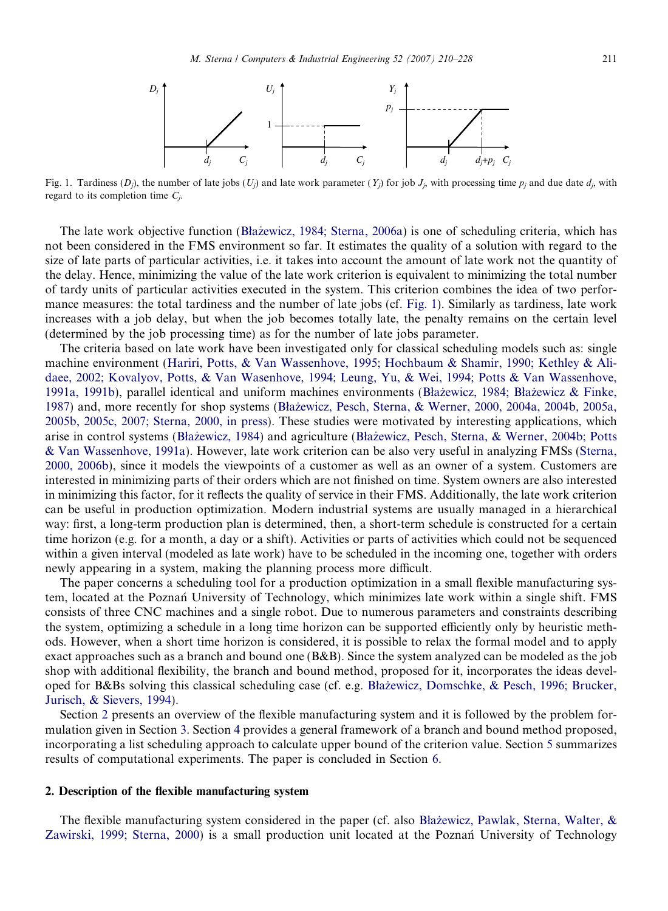$D_j$

$d_j$ $C_j$

$U_j$

1

$d_j$ $C_j$

$Y_j$

$p_j$

$d_j$ $d_j+p_j$ $C_j$

Fig. 1. Tardiness ($D_j$), the number of late jobs ($U_j$) and late work parameter ($Y_j$) for job $J_j$, with processing time $p_j$ and due date $d_j$, with regard to its completion time $C_j$.

The late work objective function (Błażewicz, 1984; Sterna, 2006a) is one of scheduling criteria, which has not been considered in the FMS environment so far. It estimates the quality of a solution with regard to the size of late parts of particular activities, i.e. it takes into account the amount of late work not the quantity of the delay. Hence, minimizing the value of the late work criterion is equivalent to minimizing the total number of tardy units of particular activities executed in the system. This criterion combines the idea of two performance measures: the total tardiness and the number of late jobs (cf. Fig. 1). Similarly as tardiness, late work increases with a job delay, but when the job becomes totally late, the penalty remains on the certain level (determined by the job processing time) as for the number of late jobs parameter.

The criteria based on late work have been investigated only for classical scheduling models such as: single machine environment (Hariri, Potts, & Van Wassenhove, 1995; Hochbaum & Shamir, 1990; Kethley & Alidaee, 2002; Kovalyov, Potts, & Van Wasenhove, 1994; Leung, Yu, & Wei, 1994; Potts & Van Wassenhove, 1991a, 1991b), parallel identical and uniform machines environments (Błażewicz, 1984; Błażewicz & Finke, 1987) and, more recently for shop systems (Błażewicz, Pesch, Sterna, & Werner, 2000, 2004a, 2004b, 2005a, 2005b, 2005c, 2007; Sterna, 2000, in press). These studies were motivated by interesting applications, which arise in control systems (Błażewicz, 1984) and agriculture (Błażewicz, Pesch, Sterna, & Werner, 2004b; Potts & Van Wassenhove, 1991a). However, late work criterion can be also very useful in analyzing FMSs (Sterna, 2000, 2006b), since it models the viewpoints of a customer as well as an owner of a system. Customers are interested in minimizing parts of their orders which are not finished on time. System owners are also interested in minimizing this factor, for it reflects the quality of service in their FMS. Additionally, the late work criterion can be useful in production optimization. Modern industrial systems are usually managed in a hierarchical way: first, a long-term production plan is determined, then, a short-term schedule is constructed for a certain time horizon (e.g. for a month, a day or a shift). Activities or parts of activities which could not be sequenced within a given interval (modeled as late work) have to be scheduled in the incoming one, together with orders newly appearing in a system, making the planning process more difficult.

The paper concerns a scheduling tool for a production optimization in a small flexible manufacturing system, located at the Poznań University of Technology, which minimizes late work within a single shift. FMS consists of three CNC machines and a single robot. Due to numerous parameters and constraints describing the system, optimizing a schedule in a long time horizon can be supported efficiently only by heuristic methods. However, when a short time horizon is considered, it is possible to relax the formal model and to apply exact approaches such as a branch and bound one (B&B). Since the system analyzed can be modeled as the job shop with additional flexibility, the branch and bound method, proposed for it, incorporates the ideas developed for B&Bs solving this classical scheduling case (cf. e.g. Błażewicz, Domschke, & Pesch, 1996; Brucker, Jurisch, & Sievers, 1994).

Section 2 presents an overview of the flexible manufacturing system and it is followed by the problem formulation given in Section 3. Section 4 provides a general framework of a branch and bound method proposed, incorporating a list scheduling approach to calculate upper bound of the criterion value. Section 5 summarizes results of computational experiments. The paper is concluded in Section 6.

## 2. Description of the flexible manufacturing system

The flexible manufacturing system considered in the paper (cf. also Błażewicz, Pawlak, Sterna, Walter, & Zawirski, 1999; Sterna, 2000) is a small production unit located at the Poznań University of Technology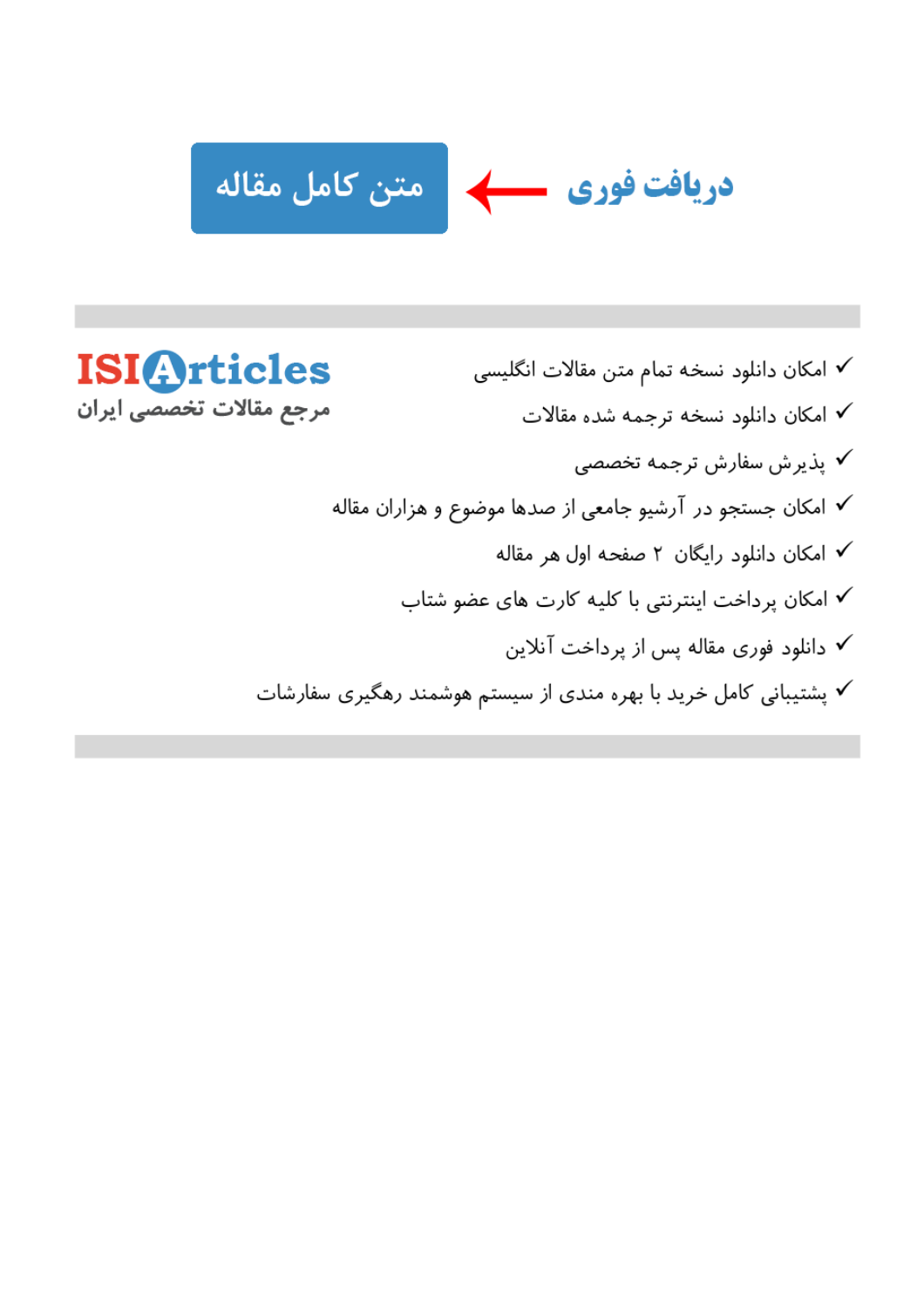دریافت فوری ← متن کامل مقاله

**ISIArticles**
مرجع مقالات تخصصی ایران

- ✓ امکان دانلود نسخه تمام متن مقالات انگلیسی
- ✓ امکان دانلود نسخه ترجمه شده مقالات
- ✓ پذیرش سفارش ترجمه تخصصی
- ✓ امکان جستجو در آرشیو جامعی از صدها موضوع و هزاران مقاله
- ✓ امکان دانلود رایگان ۲ صفحه اول هر مقاله
- ✓ امکان پرداخت اینترنتی با کلیه کارت های عضو شتاب
- ✓ دانلود فوری مقاله پس از پرداخت آنلاین
- ✓ پشتیبانی کامل خرید با بهره مندی از سیستم هوشمند رهگیری سفارشات